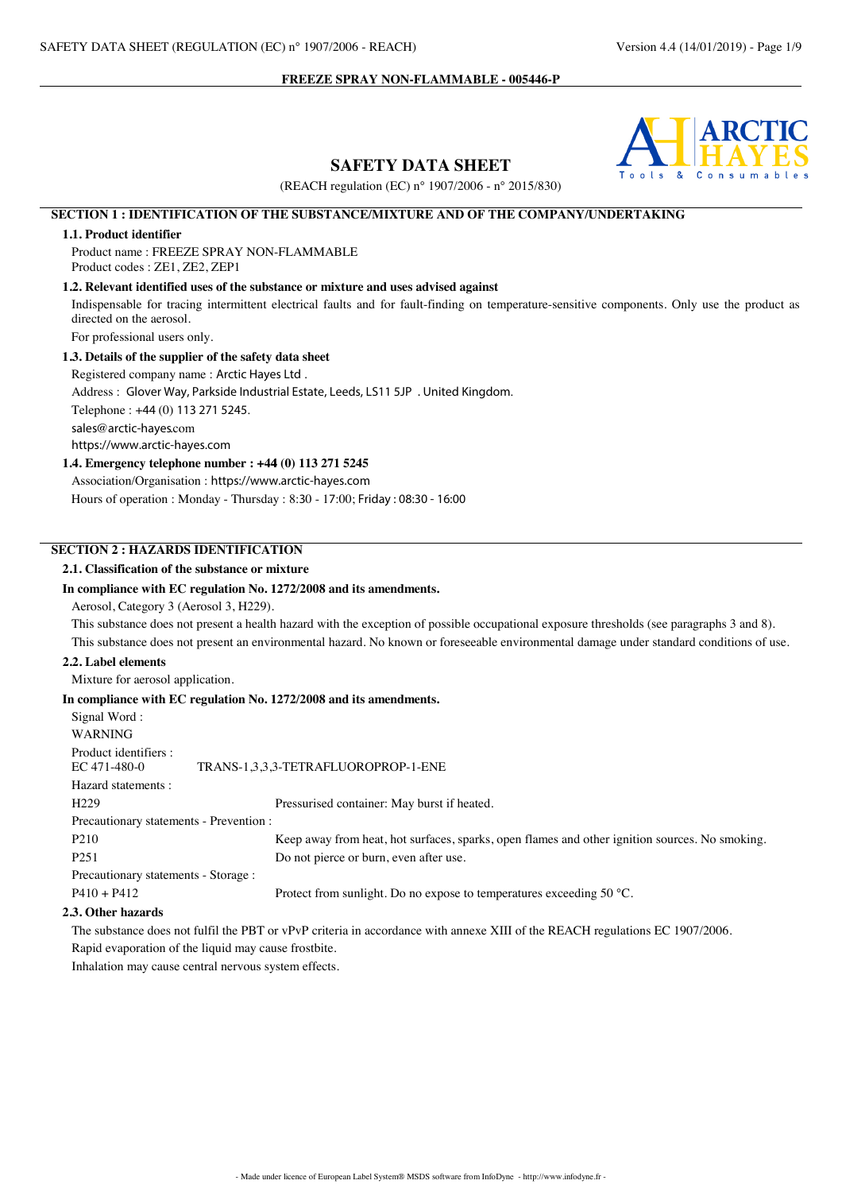**FREEZE SPRAY NON-FLAMMABLE - 005446-P**

# SAFETY DATA SHEET

(REACH regulation (EC) n° 1907/2006 - n° 2015/830)

## SECTION 1 : IDENTIFICATION OF THE SUBSTANCE/MIXTURE AND OF THE COMPANY/UNDERTAKING

### 1.1. Product identifier

Product name : FREEZE SPRAY NON-FLAMMABLE
Product codes : ZE1, ZE2, ZEP1

### 1.2. Relevant identified uses of the substance or mixture and uses advised against

Indispensable for tracing intermittent electrical faults and for fault-finding on temperature-sensitive components. Only use the product as directed on the aerosol.

For professional users only.

### 1.3. Details of the supplier of the safety data sheet

Registered company name : Arctic Hayes Ltd .

Address : Glover Way, Parkside Industrial Estate, Leeds, LS11 5JP . United Kingdom.

Telephone : +44 (0) 113 271 5245.

sales@arctic-hayes.com

https://www.arctic-hayes.com

### 1.4. Emergency telephone number : +44 (0) 113 271 5245

Association/Organisation : https://www.arctic-hayes.com

Hours of operation : Monday - Thursday : 8:30 - 17:00; Friday : 08:30 - 16:00

## SECTION 2 : HAZARDS IDENTIFICATION

### 2.1. Classification of the substance or mixture

**In compliance with EC regulation No. 1272/2008 and its amendments.**

Aerosol, Category 3 (Aerosol 3, H229).

This substance does not present a health hazard with the exception of possible occupational exposure thresholds (see paragraphs 3 and 8).

This substance does not present an environmental hazard. No known or foreseeable environmental damage under standard conditions of use.

### 2.2. Label elements

Mixture for aerosol application.

**In compliance with EC regulation No. 1272/2008 and its amendments.**

Signal Word :

WARNING

Product identifiers :

| | |
|---|---|
| EC 471-480-0 | TRANS-1,3,3,3-TETRAFLUOROPROP-1-ENE |

Hazard statements :

| | |
|---|---|
| H229 | Pressurised container: May burst if heated. |

Precautionary statements - Prevention :

| | |
|---|---|
| P210 | Keep away from heat, hot surfaces, sparks, open flames and other ignition sources. No smoking. |
| P251 | Do not pierce or burn, even after use. |

Precautionary statements - Storage :

| | |
|---|---|
| P410 + P412 | Protect from sunlight. Do no expose to temperatures exceeding 50 °C. |

### 2.3. Other hazards

The substance does not fulfil the PBT or vPvP criteria in accordance with annexe XIII of the REACH regulations EC 1907/2006.

Rapid evaporation of the liquid may cause frostbite.

Inhalation may cause central nervous system effects.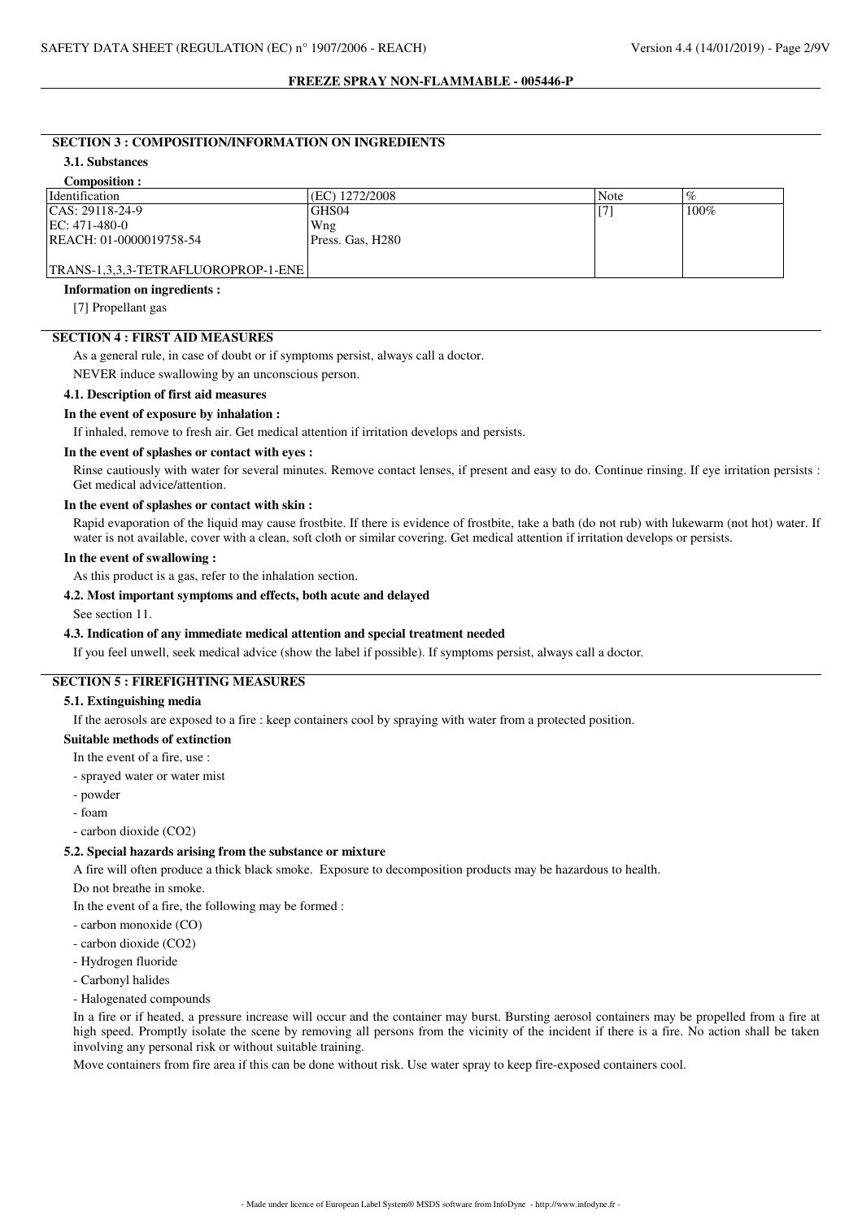## SECTION 3 : COMPOSITION/INFORMATION ON INGREDIENTS

### 3.1. Substances

**Composition :**

| Identification | (EC) 1272/2008 | Note | % |
|---|---|---|---|
| CAS: 29118-24-9<br>EC: 471-480-0<br>REACH: 01-0000019758-54<br><br>TRANS-1,3,3,3-TETRAFLUOROPROP-1-ENE | GHS04<br>Wng<br>Press. Gas, H280 | [7] | 100% |

**Information on ingredients :**

[7] Propellant gas

## SECTION 4 : FIRST AID MEASURES

As a general rule, in case of doubt or if symptoms persist, always call a doctor.

NEVER induce swallowing by an unconscious person.

### 4.1. Description of first aid measures

**In the event of exposure by inhalation :**

If inhaled, remove to fresh air. Get medical attention if irritation develops and persists.

**In the event of splashes or contact with eyes :**

Rinse cautiously with water for several minutes. Remove contact lenses, if present and easy to do. Continue rinsing. If eye irritation persists : Get medical advice/attention.

**In the event of splashes or contact with skin :**

Rapid evaporation of the liquid may cause frostbite. If there is evidence of frostbite, take a bath (do not rub) with lukewarm (not hot) water. If water is not available, cover with a clean, soft cloth or similar covering. Get medical attention if irritation develops or persists.

**In the event of swallowing :**

As this product is a gas, refer to the inhalation section.

### 4.2. Most important symptoms and effects, both acute and delayed

See section 11.

### 4.3. Indication of any immediate medical attention and special treatment needed

If you feel unwell, seek medical advice (show the label if possible). If symptoms persist, always call a doctor.

## SECTION 5 : FIREFIGHTING MEASURES

### 5.1. Extinguishing media

If the aerosols are exposed to a fire : keep containers cool by spraying with water from a protected position.

**Suitable methods of extinction**

In the event of a fire, use :

- sprayed water or water mist
- powder
- foam
- carbon dioxide ($CO_2$)

### 5.2. Special hazards arising from the substance or mixture

A fire will often produce a thick black smoke. Exposure to decomposition products may be hazardous to health.

Do not breathe in smoke.

In the event of a fire, the following may be formed :

- carbon monoxide (CO)
- carbon dioxide ($CO_2$)
- Hydrogen fluoride
- Carbonyl halides
- Halogenated compounds

In a fire or if heated, a pressure increase will occur and the container may burst. Bursting aerosol containers may be propelled from a fire at high speed. Promptly isolate the scene by removing all persons from the vicinity of the incident if there is a fire. No action shall be taken involving any personal risk or without suitable training.

Move containers from fire area if this can be done without risk. Use water spray to keep fire-exposed containers cool.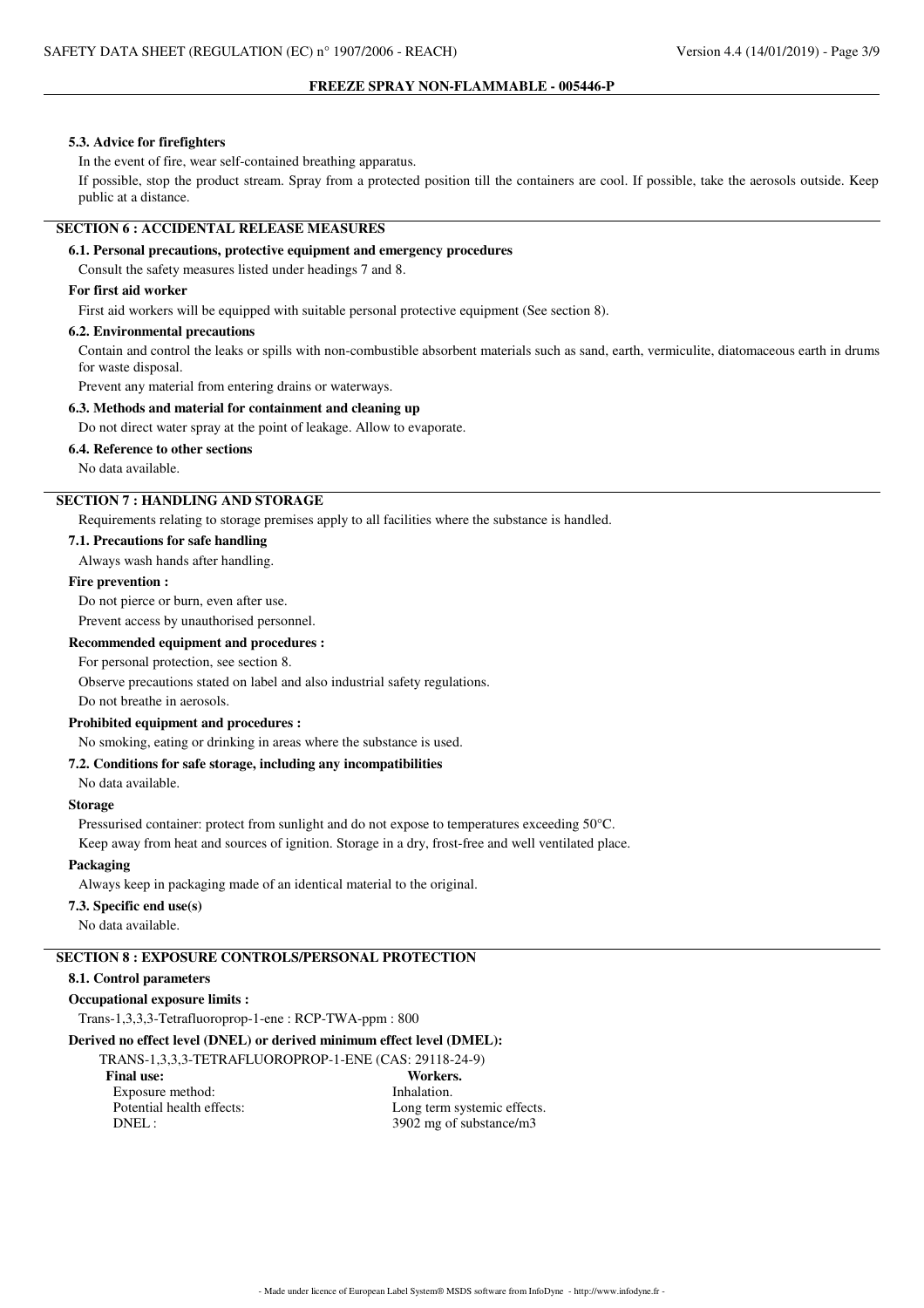#### 5.3. Advice for firefighters

In the event of fire, wear self-contained breathing apparatus.

If possible, stop the product stream. Spray from a protected position till the containers are cool. If possible, take the aerosols outside. Keep public at a distance.

## SECTION 6 : ACCIDENTAL RELEASE MEASURES

#### 6.1. Personal precautions, protective equipment and emergency procedures

Consult the safety measures listed under headings 7 and 8.

**For first aid worker**

First aid workers will be equipped with suitable personal protective equipment (See section 8).

#### 6.2. Environmental precautions

Contain and control the leaks or spills with non-combustible absorbent materials such as sand, earth, vermiculite, diatomaceous earth in drums for waste disposal.

Prevent any material from entering drains or waterways.

#### 6.3. Methods and material for containment and cleaning up

Do not direct water spray at the point of leakage. Allow to evaporate.

#### 6.4. Reference to other sections

No data available.

## SECTION 7 : HANDLING AND STORAGE

Requirements relating to storage premises apply to all facilities where the substance is handled.

#### 7.1. Precautions for safe handling

Always wash hands after handling.

**Fire prevention :**

Do not pierce or burn, even after use.

Prevent access by unauthorised personnel.

**Recommended equipment and procedures :**

For personal protection, see section 8.

Observe precautions stated on label and also industrial safety regulations.

Do not breathe in aerosols.

**Prohibited equipment and procedures :**

No smoking, eating or drinking in areas where the substance is used.

#### 7.2. Conditions for safe storage, including any incompatibilities

No data available.

**Storage**

Pressurised container: protect from sunlight and do not expose to temperatures exceeding 50°C.

Keep away from heat and sources of ignition. Storage in a dry, frost-free and well ventilated place.

**Packaging**

Always keep in packaging made of an identical material to the original.

#### 7.3. Specific end use(s)

No data available.

## SECTION 8 : EXPOSURE CONTROLS/PERSONAL PROTECTION

#### 8.1. Control parameters

**Occupational exposure limits :**

Trans-1,3,3,3-Tetrafluoroprop-1-ene : RCP-TWA-ppm : 800

**Derived no effect level (DNEL) or derived minimum effect level (DMEL):**

TRANS-1,3,3,3-TETRAFLUOROPROP-1-ENE (CAS: 29118-24-9)

| **Final use:** | **Workers.** |
|---|---|
| Exposure method: | Inhalation. |
| Potential health effects: | Long term systemic effects. |
| DNEL : | 3902 mg of substance/m3 |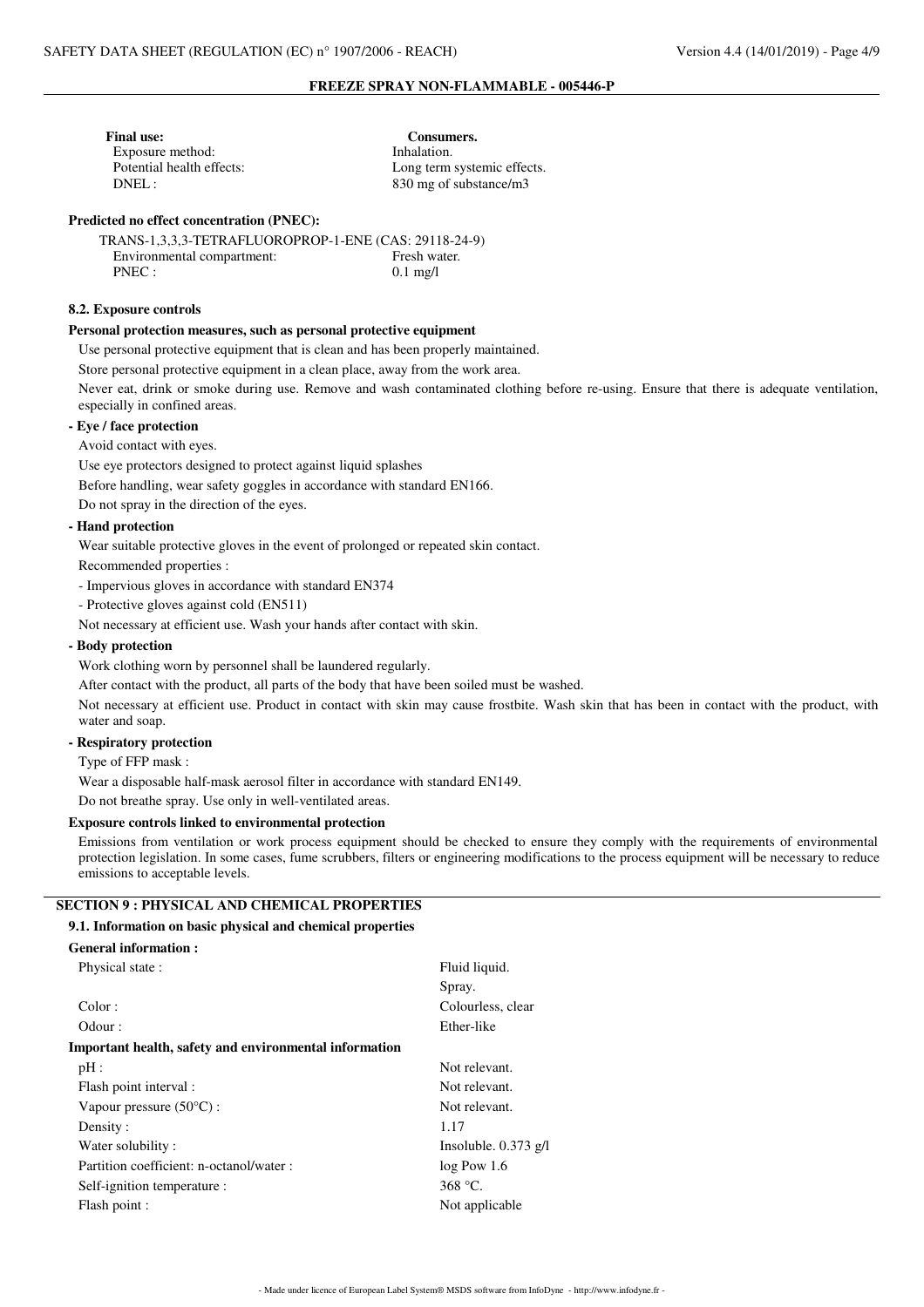**Final use:** **Consumers.**
Exposure method: Inhalation.
Potential health effects: Long term systemic effects.
DNEL : 830 mg of substance/m3

**Predicted no effect concentration (PNEC):**

TRANS-1,3,3,3-TETRAFLUOROPROP-1-ENE (CAS: 29118-24-9)
Environmental compartment: Fresh water.
PNEC : 0.1 mg/l

**8.2. Exposure controls**

**Personal protection measures, such as personal protective equipment**

Use personal protective equipment that is clean and has been properly maintained.

Store personal protective equipment in a clean place, away from the work area.

Never eat, drink or smoke during use. Remove and wash contaminated clothing before re-using. Ensure that there is adequate ventilation, especially in confined areas.

**- Eye / face protection**

Avoid contact with eyes.

Use eye protectors designed to protect against liquid splashes

Before handling, wear safety goggles in accordance with standard EN166.

Do not spray in the direction of the eyes.

**- Hand protection**

Wear suitable protective gloves in the event of prolonged or repeated skin contact.

Recommended properties :

- Impervious gloves in accordance with standard EN374
- Protective gloves against cold (EN511)

Not necessary at efficient use. Wash your hands after contact with skin.

**- Body protection**

Work clothing worn by personnel shall be laundered regularly.

After contact with the product, all parts of the body that have been soiled must be washed.

Not necessary at efficient use. Product in contact with skin may cause frostbite. Wash skin that has been in contact with the product, with water and soap.

**- Respiratory protection**

Type of FFP mask :

Wear a disposable half-mask aerosol filter in accordance with standard EN149.

Do not breathe spray. Use only in well-ventilated areas.

**Exposure controls linked to environmental protection**

Emissions from ventilation or work process equipment should be checked to ensure they comply with the requirements of environmental protection legislation. In some cases, fume scrubbers, filters or engineering modifications to the process equipment will be necessary to reduce emissions to acceptable levels.

## SECTION 9 : PHYSICAL AND CHEMICAL PROPERTIES

**9.1. Information on basic physical and chemical properties**

**General information :**

Physical state : Fluid liquid.
Spray.
Color : Colourless, clear
Odour : Ether-like

**Important health, safety and environmental information**

pH : Not relevant.
Flash point interval : Not relevant.
Vapour pressure (50°C) : Not relevant.
Density : 1.17
Water solubility : Insoluble. 0.373 g/l
Partition coefficient: n-octanol/water : log Pow 1.6
Self-ignition temperature : 368 °C.
Flash point : Not applicable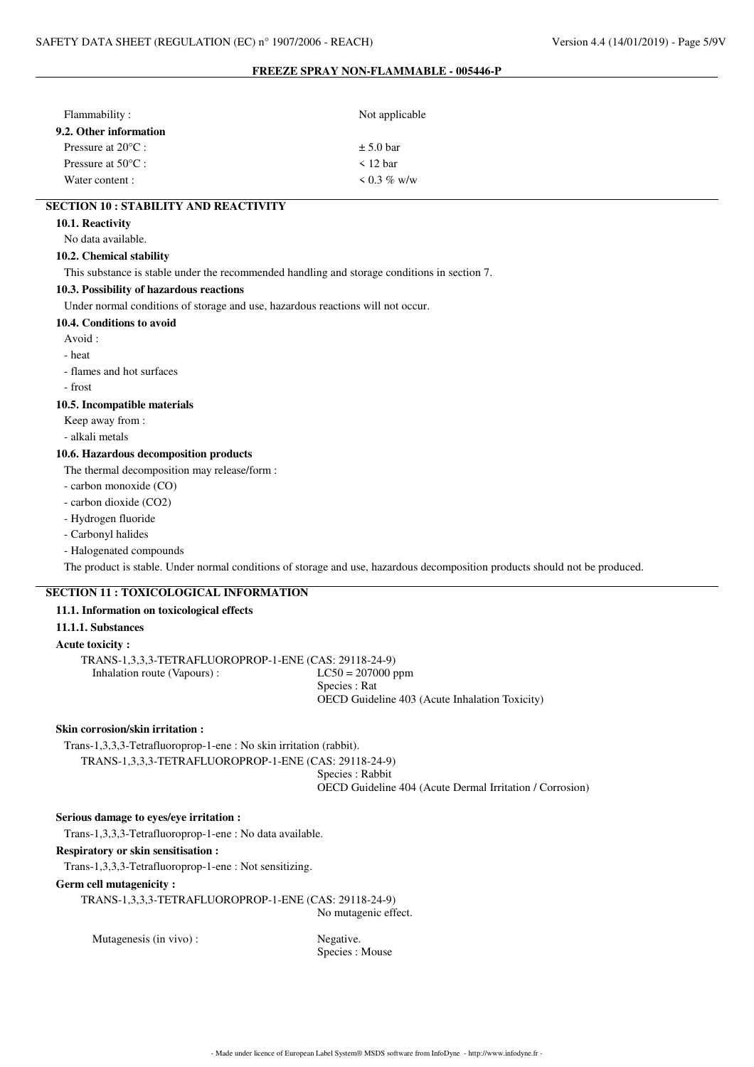Flammability : Not applicable

**9.2. Other information**

Pressure at 20°C : ± 5.0 bar

Pressure at 50°C : < 12 bar

Water content : < 0.3 % w/w

## SECTION 10 : STABILITY AND REACTIVITY

### 10.1. Reactivity

No data available.

### 10.2. Chemical stability

This substance is stable under the recommended handling and storage conditions in section 7.

### 10.3. Possibility of hazardous reactions

Under normal conditions of storage and use, hazardous reactions will not occur.

### 10.4. Conditions to avoid

Avoid :

- heat
- flames and hot surfaces
- frost

### 10.5. Incompatible materials

Keep away from :

- alkali metals

### 10.6. Hazardous decomposition products

The thermal decomposition may release/form :

- carbon monoxide (CO)
- carbon dioxide ($CO_2$)
- Hydrogen fluoride
- Carbonyl halides
- Halogenated compounds

The product is stable. Under normal conditions of storage and use, hazardous decomposition products should not be produced.

## SECTION 11 : TOXICOLOGICAL INFORMATION

### 11.1. Information on toxicological effects

#### 11.1.1. Substances

**Acute toxicity :**

TRANS-1,3,3,3-TETRAFLUOROPROP-1-ENE (CAS: 29118-24-9)

Inhalation route (Vapours) : $LC50$ = 207000 ppm
Species : Rat
OECD Guideline 403 (Acute Inhalation Toxicity)

**Skin corrosion/skin irritation :**

Trans-1,3,3,3-Tetrafluoroprop-1-ene : No skin irritation (rabbit).

TRANS-1,3,3,3-TETRAFLUOROPROP-1-ENE (CAS: 29118-24-9)
Species : Rabbit
OECD Guideline 404 (Acute Dermal Irritation / Corrosion)

**Serious damage to eyes/eye irritation :**

Trans-1,3,3,3-Tetrafluoroprop-1-ene : No data available.

**Respiratory or skin sensitisation :**

Trans-1,3,3,3-Tetrafluoroprop-1-ene : Not sensitizing.

**Germ cell mutagenicity :**

TRANS-1,3,3,3-TETRAFLUOROPROP-1-ENE (CAS: 29118-24-9)
No mutagenic effect.

Mutagenesis (in vivo) : Negative.
Species : Mouse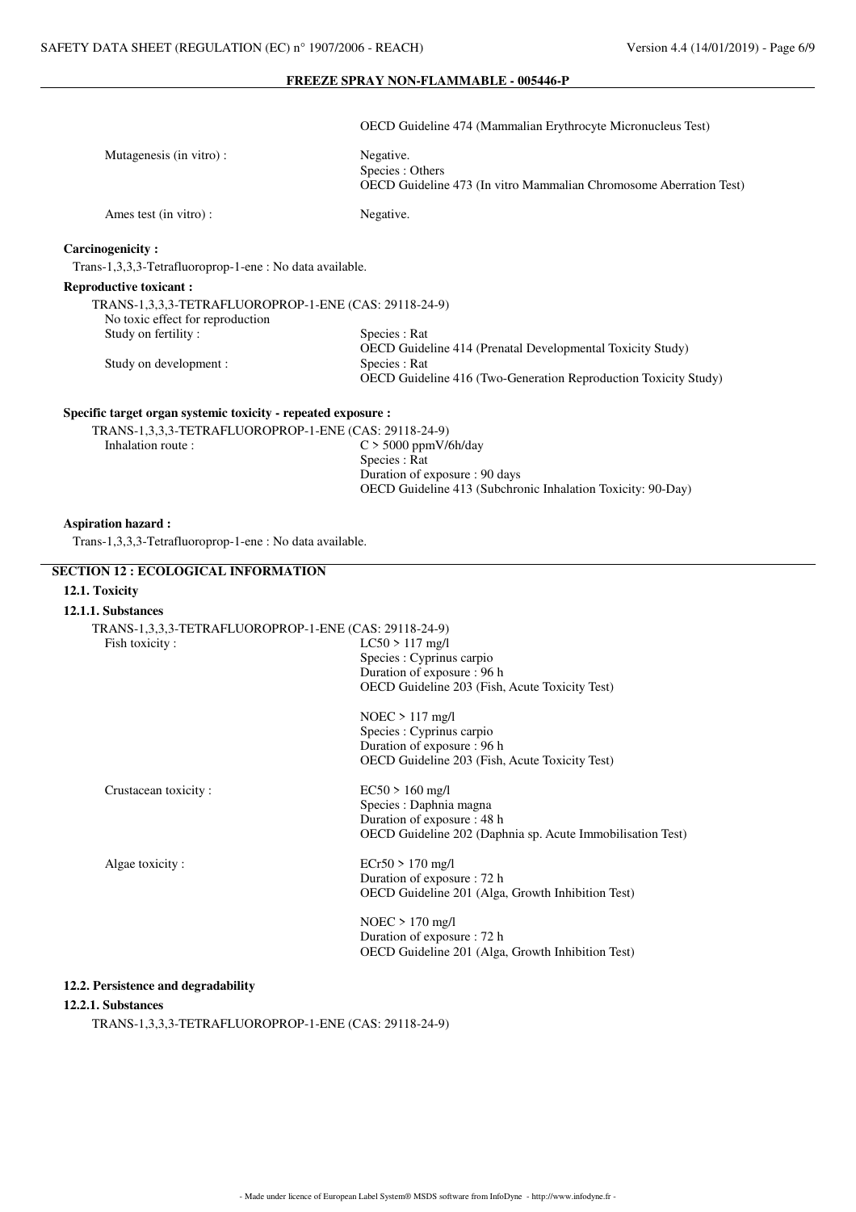OECD Guideline 474 (Mammalian Erythrocyte Micronucleus Test)

Mutagenesis (in vitro) : Negative.
Species : Others
OECD Guideline 473 (In vitro Mammalian Chromosome Aberration Test)

Ames test (in vitro) : Negative.

**Carcinogenicity :**

Trans-1,3,3,3-Tetrafluoroprop-1-ene : No data available.

**Reproductive toxicant :**

TRANS-1,3,3,3-TETRAFLUOROPROP-1-ENE (CAS: 29118-24-9)
No toxic effect for reproduction

Study on fertility : Species : Rat
OECD Guideline 414 (Prenatal Developmental Toxicity Study)

Study on development : Species : Rat
OECD Guideline 416 (Two-Generation Reproduction Toxicity Study)

**Specific target organ systemic toxicity - repeated exposure :**

TRANS-1,3,3,3-TETRAFLUOROPROP-1-ENE (CAS: 29118-24-9)

Inhalation route : C > 5000 ppmV/6h/day
Species : Rat
Duration of exposure : 90 days
OECD Guideline 413 (Subchronic Inhalation Toxicity: 90-Day)

**Aspiration hazard :**

Trans-1,3,3,3-Tetrafluoroprop-1-ene : No data available.

## SECTION 12 : ECOLOGICAL INFORMATION

### 12.1. Toxicity

#### 12.1.1. Substances

TRANS-1,3,3,3-TETRAFLUOROPROP-1-ENE (CAS: 29118-24-9)

Fish toxicity : LC50 > 117 mg/l
Species : Cyprinus carpio
Duration of exposure : 96 h
OECD Guideline 203 (Fish, Acute Toxicity Test)

NOEC > 117 mg/l
Species : Cyprinus carpio
Duration of exposure : 96 h
OECD Guideline 203 (Fish, Acute Toxicity Test)

Crustacean toxicity : EC50 > 160 mg/l
Species : Daphnia magna
Duration of exposure : 48 h
OECD Guideline 202 (Daphnia sp. Acute Immobilisation Test)

Algae toxicity : ECr50 > 170 mg/l
Duration of exposure : 72 h
OECD Guideline 201 (Alga, Growth Inhibition Test)

NOEC > 170 mg/l
Duration of exposure : 72 h
OECD Guideline 201 (Alga, Growth Inhibition Test)

### 12.2. Persistence and degradability

#### 12.2.1. Substances

TRANS-1,3,3,3-TETRAFLUOROPROP-1-ENE (CAS: 29118-24-9)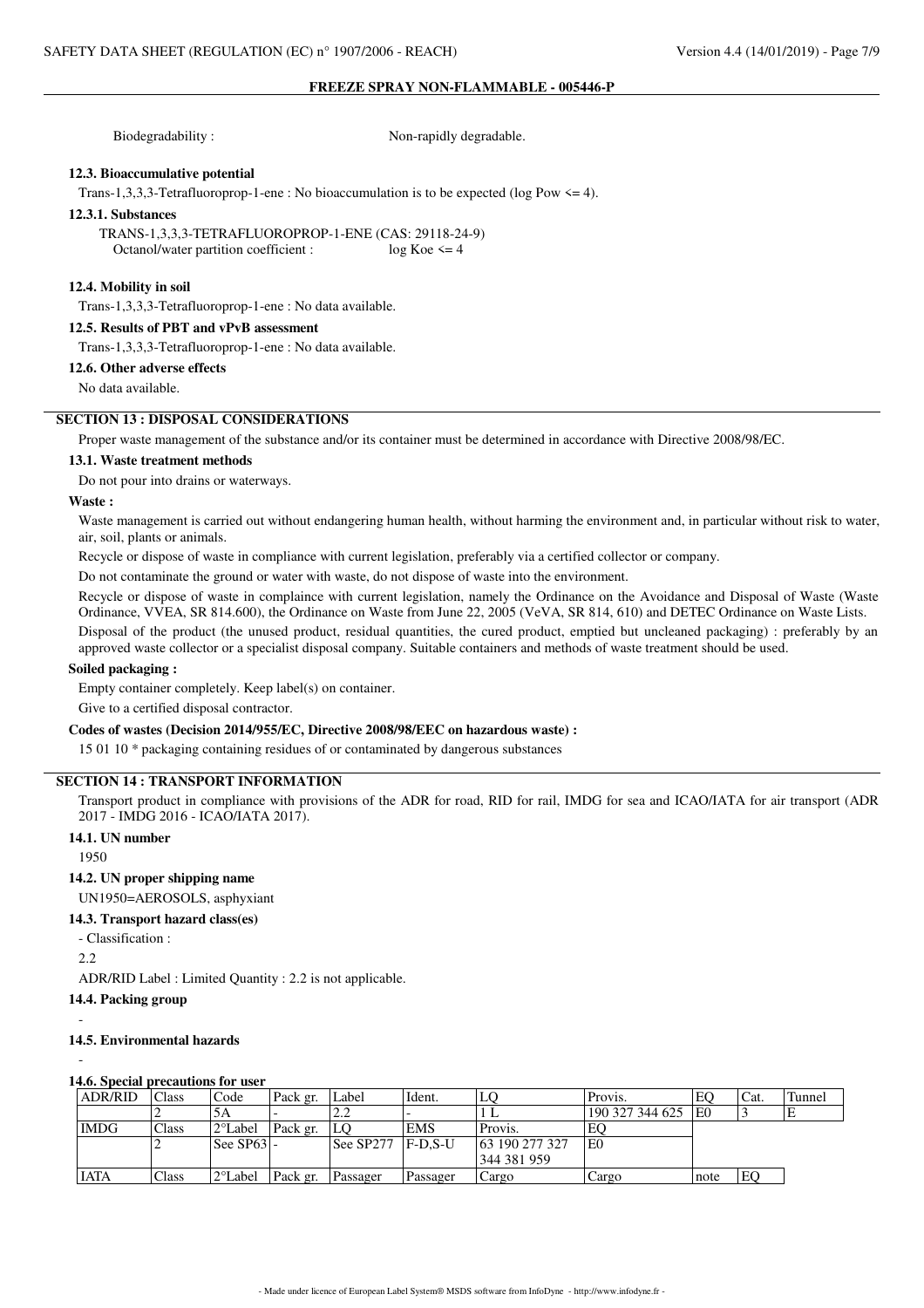Biodegradability : Non-rapidly degradable.

### 12.3. Bioaccumulative potential

Trans-1,3,3,3-Tetrafluoroprop-1-ene : No bioaccumulation is to be expected (log Pow <= 4).

### 12.3.1. Substances

TRANS-1,3,3,3-TETRAFLUOROPROP-1-ENE (CAS: 29118-24-9)
Octanol/water partition coefficient : log Koe <= 4

### 12.4. Mobility in soil

Trans-1,3,3,3-Tetrafluoroprop-1-ene : No data available.

### 12.5. Results of PBT and vPvB assessment

Trans-1,3,3,3-Tetrafluoroprop-1-ene : No data available.

### 12.6. Other adverse effects

No data available.

## SECTION 13 : DISPOSAL CONSIDERATIONS

Proper waste management of the substance and/or its container must be determined in accordance with Directive 2008/98/EC.

### 13.1. Waste treatment methods

Do not pour into drains or waterways.

**Waste :**

Waste management is carried out without endangering human health, without harming the environment and, in particular without risk to water, air, soil, plants or animals.

Recycle or dispose of waste in compliance with current legislation, preferably via a certified collector or company.

Do not contaminate the ground or water with waste, do not dispose of waste into the environment.

Recycle or dispose of waste in complaince with current legislation, namely the Ordinance on the Avoidance and Disposal of Waste (Waste Ordinance, VVEA, SR 814.600), the Ordinance on Waste from June 22, 2005 (VeVA, SR 814, 610) and DETEC Ordinance on Waste Lists.

Disposal of the product (the unused product, residual quantities, the cured product, emptied but uncleaned packaging) : preferably by an approved waste collector or a specialist disposal company. Suitable containers and methods of waste treatment should be used.

**Soiled packaging :**

Empty container completely. Keep label(s) on container.

Give to a certified disposal contractor.

**Codes of wastes (Decision 2014/955/EC, Directive 2008/98/EEC on hazardous waste) :**

15 01 10 * packaging containing residues of or contaminated by dangerous substances

## SECTION 14 : TRANSPORT INFORMATION

Transport product in compliance with provisions of the ADR for road, RID for rail, IMDG for sea and ICAO/IATA for air transport (ADR 2017 - IMDG 2016 - ICAO/IATA 2017).

### 14.1. UN number

1950

### 14.2. UN proper shipping name

UN1950=AEROSOLS, asphyxiant

### 14.3. Transport hazard class(es)

- Classification :

2.2

ADR/RID Label : Limited Quantity : 2.2 is not applicable.

### 14.4. Packing group

-

### 14.5. Environmental hazards

-

### 14.6. Special precautions for user

| ADR/RID | Class | Code | Pack gr. | Label | Ident. | LQ | Provis. | EQ | Cat. | Tunnel |
|---|---|---|---|---|---|---|---|---|---|---|
| | 2 | 5A | - | 2.2 | - | 1 L | 190 327 344 625 | E0 | 3 | E |

| IMDG | Class | 2°Label | Pack gr. | LQ | EMS | Provis. | EQ |
|---|---|---|---|---|---|---|---|
| | 2 | See SP63 | - | See SP277 | F-D,S-U | 63 190 277 327 344 381 959 | E0 |

| IATA | Class | 2°Label | Pack gr. | Passager | Passager | Cargo | Cargo | note | EQ |
|---|---|---|---|---|---|---|---|---|---|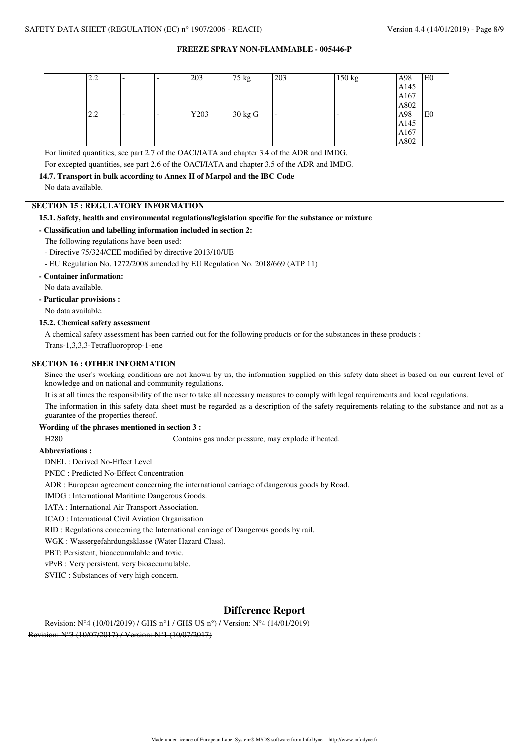|  | 2.2 | - | - | 203 | 75 kg | 203 | 150 kg | A98<br>A145<br>A167<br>A802 | E0 |
|---|---|---|---|---|---|---|---|---|---|
|  | 2.2 | - | - | Y203 | 30 kg G | - | - | A98<br>A145<br>A167<br>A802 | E0 |

For limited quantities, see part 2.7 of the OACI/IATA and chapter 3.4 of the ADR and IMDG.

For excepted quantities, see part 2.6 of the OACI/IATA and chapter 3.5 of the ADR and IMDG.

### 14.7. Transport in bulk according to Annex II of Marpol and the IBC Code

No data available.

## SECTION 15 : REGULATORY INFORMATION

### 15.1. Safety, health and environmental regulations/legislation specific for the substance or mixture

**- Classification and labelling information included in section 2:**

The following regulations have been used:

- Directive 75/324/CEE modified by directive 2013/10/UE
- EU Regulation No. 1272/2008 amended by EU Regulation No. 2018/669 (ATP 11)

**- Container information:**

No data available.

**- Particular provisions :**

No data available.

### 15.2. Chemical safety assessment

A chemical safety assessment has been carried out for the following products or for the substances in these products :

Trans-1,3,3,3-Tetrafluoroprop-1-ene

## SECTION 16 : OTHER INFORMATION

Since the user's working conditions are not known by us, the information supplied on this safety data sheet is based on our current level of knowledge and on national and community regulations.

It is at all times the responsibility of the user to take all necessary measures to comply with legal requirements and local regulations.

The information in this safety data sheet must be regarded as a description of the safety requirements relating to the substance and not as a guarantee of the properties thereof.

**Wording of the phrases mentioned in section 3 :**

H280 Contains gas under pressure; may explode if heated.

**Abbreviations :**

DNEL : Derived No-Effect Level

PNEC : Predicted No-Effect Concentration

ADR : European agreement concerning the international carriage of dangerous goods by Road.

IMDG : International Maritime Dangerous Goods.

IATA : International Air Transport Association.

ICAO : International Civil Aviation Organisation

RID : Regulations concerning the International carriage of Dangerous goods by rail.

WGK : Wassergefahrdungsklasse (Water Hazard Class).

PBT: Persistent, bioaccumulable and toxic.

vPvB : Very persistent, very bioaccumulable.

SVHC : Substances of very high concern.

## Difference Report

Revision: N°4 (10/01/2019) / GHS n°1 / GHS US n°) / Version: N°4 (14/01/2019)

~~Revision: N°3 (10/07/2017) / Version: N°1 (10/07/2017)~~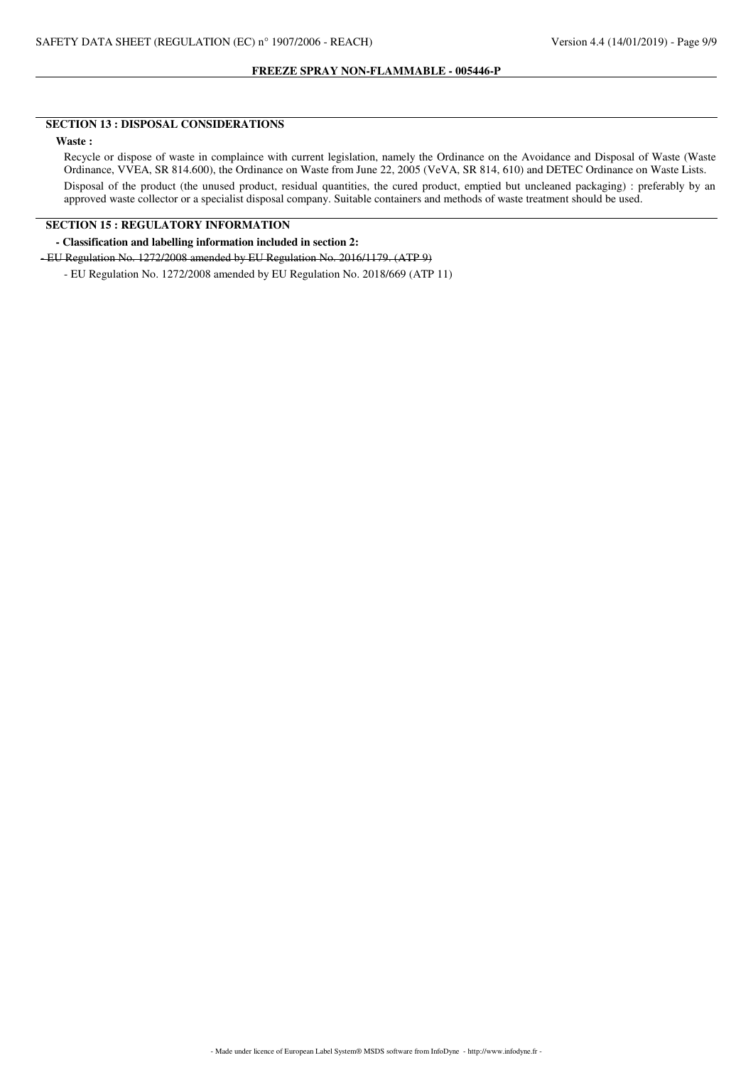## SECTION 13 : DISPOSAL CONSIDERATIONS

**Waste :**

Recycle or dispose of waste in complaince with current legislation, namely the Ordinance on the Avoidance and Disposal of Waste (Waste Ordinance, VVEA, SR 814.600), the Ordinance on Waste from June 22, 2005 (VeVA, SR 814, 610) and DETEC Ordinance on Waste Lists.

Disposal of the product (the unused product, residual quantities, the cured product, emptied but uncleaned packaging) : preferably by an approved waste collector or a specialist disposal company. Suitable containers and methods of waste treatment should be used.

## SECTION 15 : REGULATORY INFORMATION

**- Classification and labelling information included in section 2:**

~~- EU Regulation No. 1272/2008 amended by EU Regulation No. 2016/1179. (ATP 9)~~

- EU Regulation No. 1272/2008 amended by EU Regulation No. 2018/669 (ATP 11)